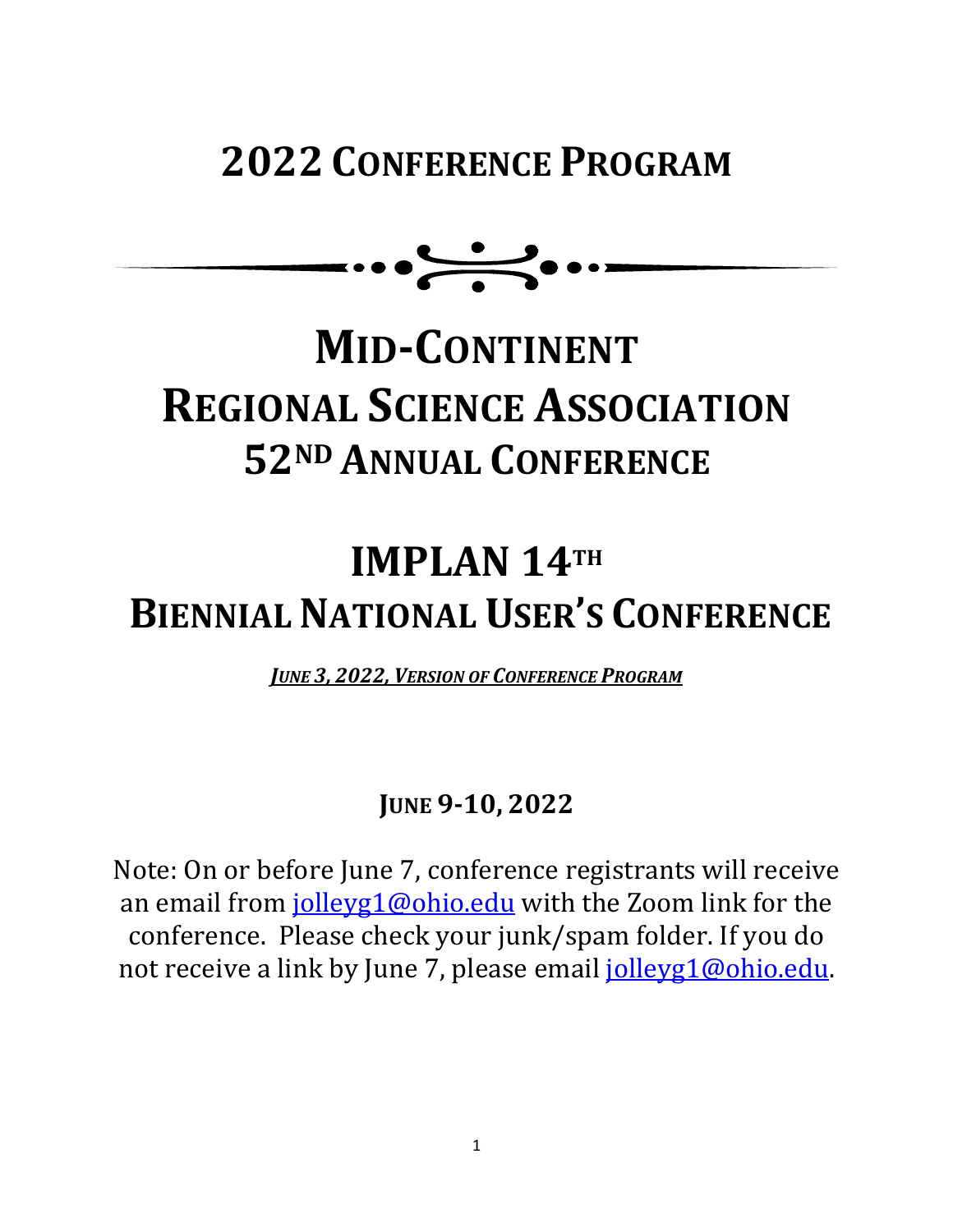# 2022 Conference Program

# Mid-Continent Regional Science Association 52nd Annual Conference

# IMPLAN 14th Biennial National User's Conference

***June 3, 2022, Version of Conference Program***

## June 9-10, 2022

Note: On or before June 7, conference registrants will receive an email from jolleyg1@ohio.edu with the Zoom link for the conference. Please check your junk/spam folder. If you do not receive a link by June 7, please email jolleyg1@ohio.edu.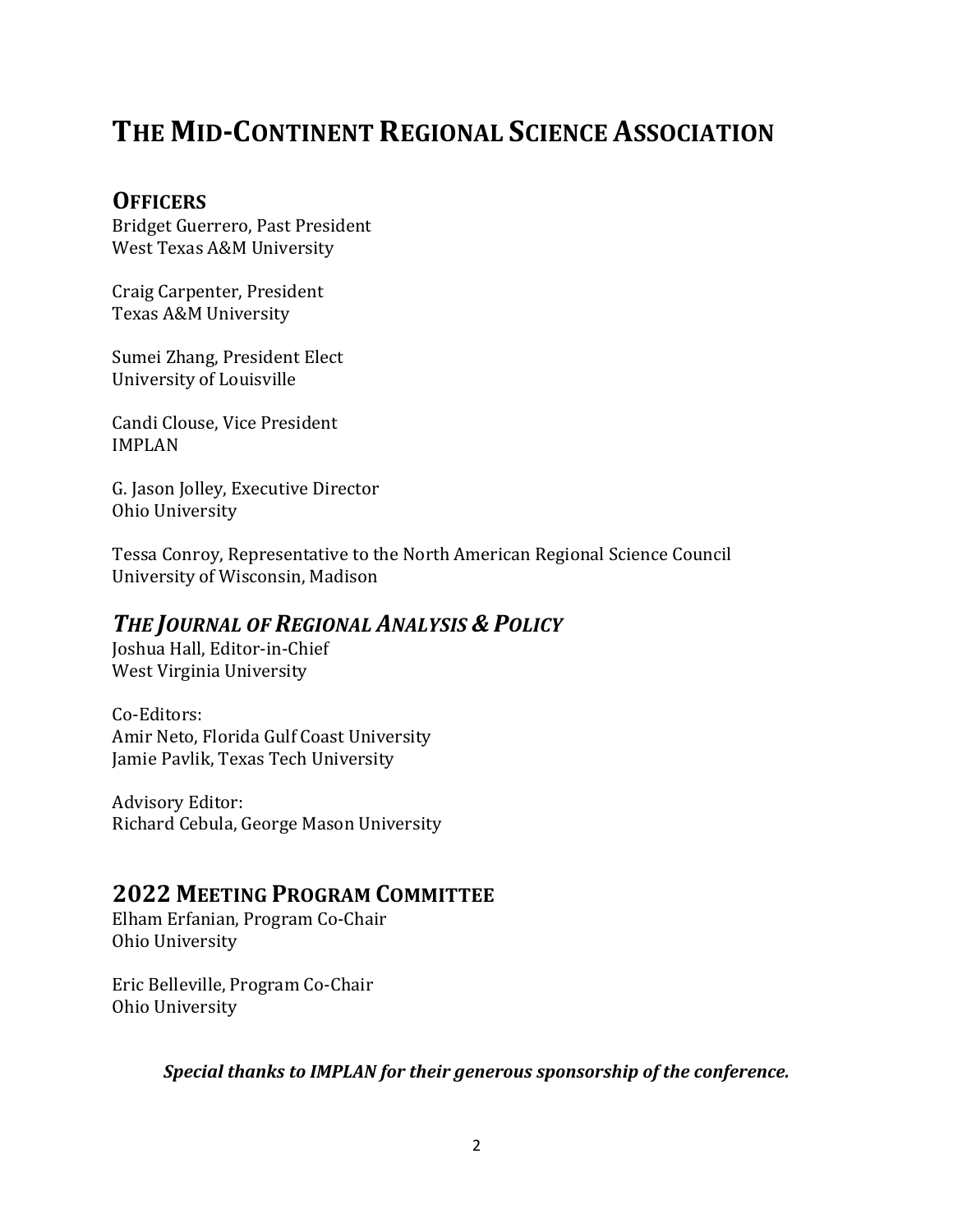# THE MID-CONTINENT REGIONAL SCIENCE ASSOCIATION

## OFFICERS

Bridget Guerrero, Past President
West Texas A&M University

Craig Carpenter, President
Texas A&M University

Sumei Zhang, President Elect
University of Louisville

Candi Clouse, Vice President
IMPLAN

G. Jason Jolley, Executive Director
Ohio University

Tessa Conroy, Representative to the North American Regional Science Council
University of Wisconsin, Madison

## *THE JOURNAL OF REGIONAL ANALYSIS & POLICY*

Joshua Hall, Editor-in-Chief
West Virginia University

Co-Editors:
Amir Neto, Florida Gulf Coast University
Jamie Pavlik, Texas Tech University

Advisory Editor:
Richard Cebula, George Mason University

## 2022 MEETING PROGRAM COMMITTEE

Elham Erfanian, Program Co-Chair
Ohio University

Eric Belleville, Program Co-Chair
Ohio University

***Special thanks to IMPLAN for their generous sponsorship of the conference.***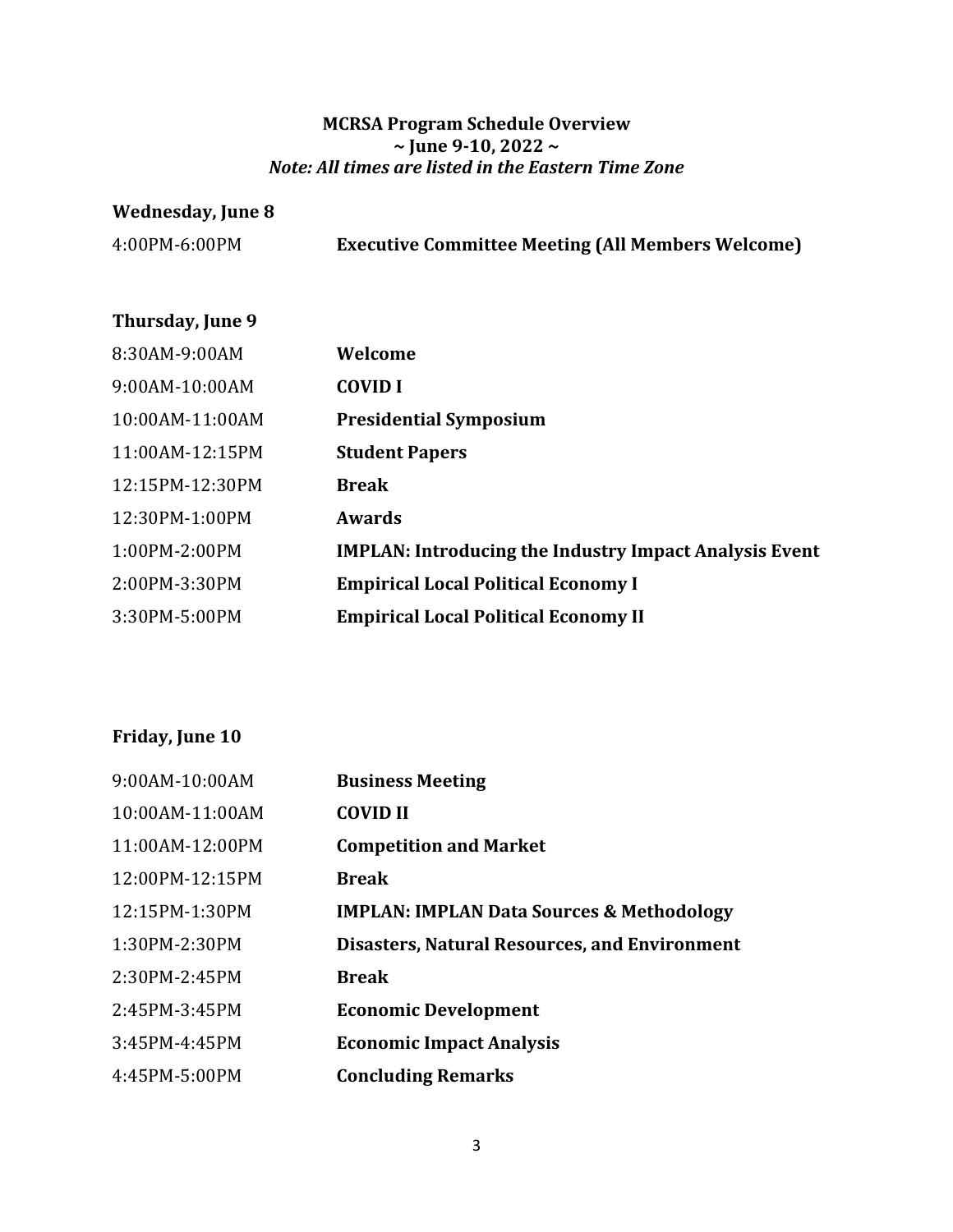**MCRSA Program Schedule Overview**

**~ June 9-10, 2022 ~**

***Note: All times are listed in the Eastern Time Zone***

**Wednesday, June 8**

| | |
|---|---|
| 4:00PM-6:00PM | **Executive Committee Meeting (All Members Welcome)** |

**Thursday, June 9**

| | |
|---|---|
| 8:30AM-9:00AM | **Welcome** |
| 9:00AM-10:00AM | **COVID I** |
| 10:00AM-11:00AM | **Presidential Symposium** |
| 11:00AM-12:15PM | **Student Papers** |
| 12:15PM-12:30PM | **Break** |
| 12:30PM-1:00PM | **Awards** |
| 1:00PM-2:00PM | **IMPLAN: Introducing the Industry Impact Analysis Event** |
| 2:00PM-3:30PM | **Empirical Local Political Economy I** |
| 3:30PM-5:00PM | **Empirical Local Political Economy II** |

**Friday, June 10**

| | |
|---|---|
| 9:00AM-10:00AM | **Business Meeting** |
| 10:00AM-11:00AM | **COVID II** |
| 11:00AM-12:00PM | **Competition and Market** |
| 12:00PM-12:15PM | **Break** |
| 12:15PM-1:30PM | **IMPLAN: IMPLAN Data Sources & Methodology** |
| 1:30PM-2:30PM | **Disasters, Natural Resources, and Environment** |
| 2:30PM-2:45PM | **Break** |
| 2:45PM-3:45PM | **Economic Development** |
| 3:45PM-4:45PM | **Economic Impact Analysis** |
| 4:45PM-5:00PM | **Concluding Remarks** |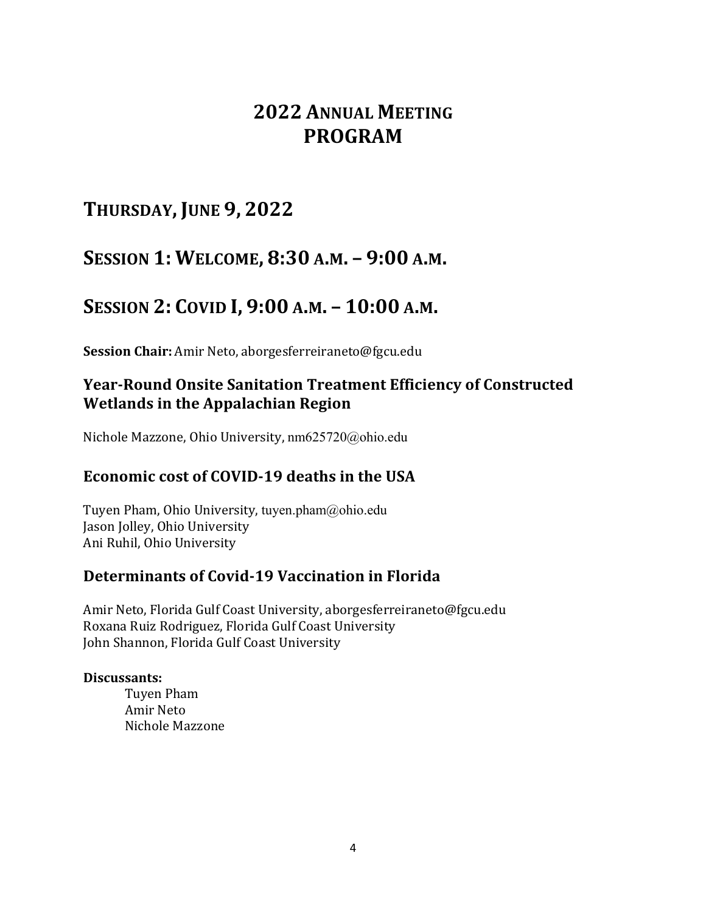# 2022 Annual Meeting Program

## Thursday, June 9, 2022

## Session 1: Welcome, 8:30 a.m. – 9:00 a.m.

## Session 2: Covid I, 9:00 a.m. – 10:00 a.m.

**Session Chair:** Amir Neto, aborgesferreiraneto@fgcu.edu

### Year-Round Onsite Sanitation Treatment Efficiency of Constructed Wetlands in the Appalachian Region

Nichole Mazzone, Ohio University, nm625720@ohio.edu

### Economic cost of COVID-19 deaths in the USA

Tuyen Pham, Ohio University, tuyen.pham@ohio.edu
Jason Jolley, Ohio University
Ani Ruhil, Ohio University

### Determinants of Covid-19 Vaccination in Florida

Amir Neto, Florida Gulf Coast University, aborgesferreiraneto@fgcu.edu
Roxana Ruiz Rodriguez, Florida Gulf Coast University
John Shannon, Florida Gulf Coast University

**Discussants:**

Tuyen Pham
Amir Neto
Nichole Mazzone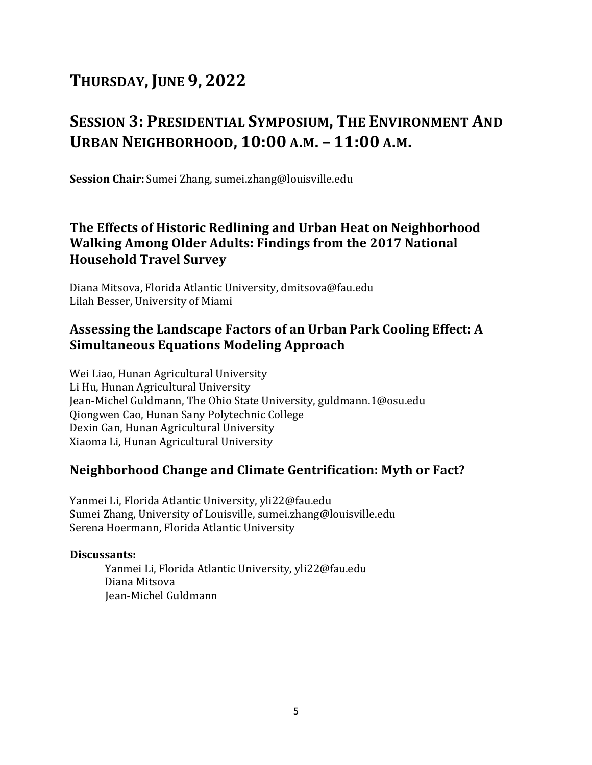# THURSDAY, JUNE 9, 2022

# SESSION 3: PRESIDENTIAL SYMPOSIUM, THE ENVIRONMENT AND URBAN NEIGHBORHOOD, 10:00 A.M. – 11:00 A.M.

**Session Chair:** Sumei Zhang, sumei.zhang@louisville.edu

### The Effects of Historic Redlining and Urban Heat on Neighborhood Walking Among Older Adults: Findings from the 2017 National Household Travel Survey

Diana Mitsova, Florida Atlantic University, dmitsova@fau.edu
Lilah Besser, University of Miami

### Assessing the Landscape Factors of an Urban Park Cooling Effect: A Simultaneous Equations Modeling Approach

Wei Liao, Hunan Agricultural University
Li Hu, Hunan Agricultural University
Jean-Michel Guldmann, The Ohio State University, guldmann.1@osu.edu
Qiongwen Cao, Hunan Sany Polytechnic College
Dexin Gan, Hunan Agricultural University
Xiaoma Li, Hunan Agricultural University

### Neighborhood Change and Climate Gentrification: Myth or Fact?

Yanmei Li, Florida Atlantic University, yli22@fau.edu
Sumei Zhang, University of Louisville, sumei.zhang@louisville.edu
Serena Hoermann, Florida Atlantic University

**Discussants:**

Yanmei Li, Florida Atlantic University, yli22@fau.edu
Diana Mitsova
Jean-Michel Guldmann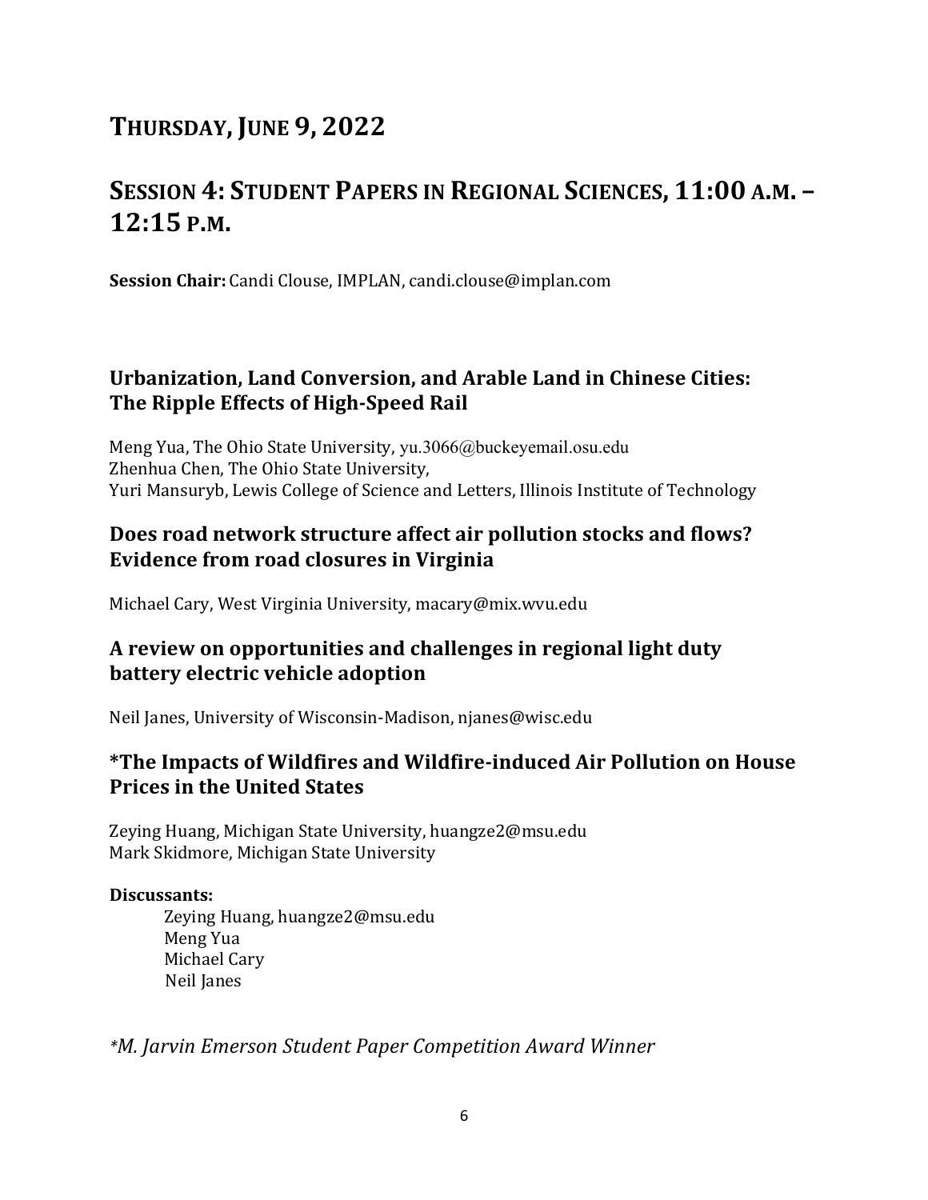# THURSDAY, JUNE 9, 2022

## SESSION 4: STUDENT PAPERS IN REGIONAL SCIENCES, 11:00 A.M. – 12:15 P.M.

**Session Chair:** Candi Clouse, IMPLAN, candi.clouse@implan.com

### Urbanization, Land Conversion, and Arable Land in Chinese Cities: The Ripple Effects of High-Speed Rail

Meng Yua, The Ohio State University, yu.3066@buckeyemail.osu.edu
Zhenhua Chen, The Ohio State University,
Yuri Mansuryb, Lewis College of Science and Letters, Illinois Institute of Technology

### Does road network structure affect air pollution stocks and flows? Evidence from road closures in Virginia

Michael Cary, West Virginia University, macary@mix.wvu.edu

### A review on opportunities and challenges in regional light duty battery electric vehicle adoption

Neil Janes, University of Wisconsin-Madison, njanes@wisc.edu

### *The Impacts of Wildfires and Wildfire-induced Air Pollution on House Prices in the United States

Zeying Huang, Michigan State University, huangze2@msu.edu
Mark Skidmore, Michigan State University

**Discussants:**

Zeying Huang, huangze2@msu.edu
Meng Yua
Michael Cary
Neil Janes

*\*M. Jarvin Emerson Student Paper Competition Award Winner*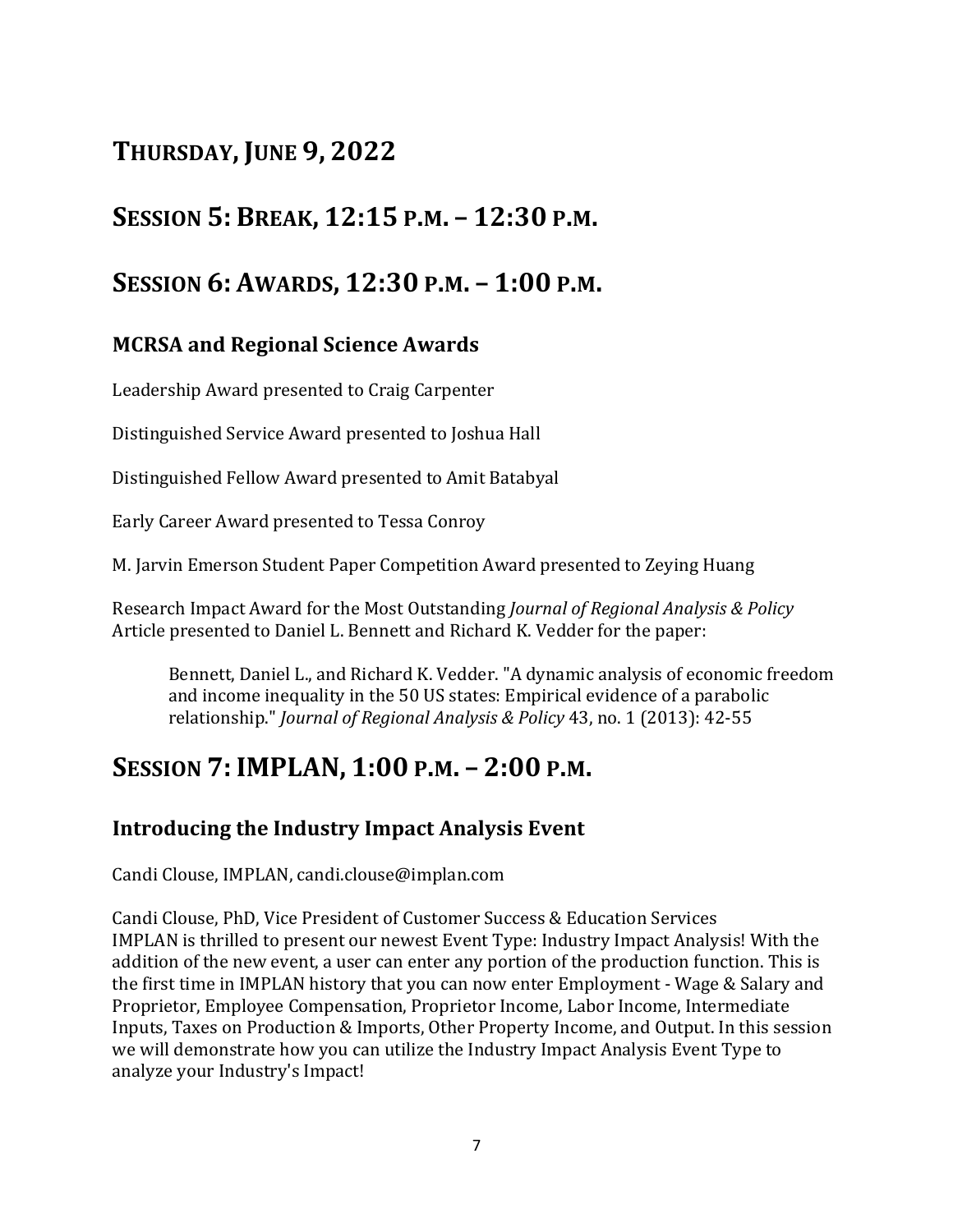# Thursday, June 9, 2022

# Session 5: Break, 12:15 p.m. – 12:30 p.m.

# Session 6: Awards, 12:30 p.m. – 1:00 p.m.

## MCRSA and Regional Science Awards

Leadership Award presented to Craig Carpenter

Distinguished Service Award presented to Joshua Hall

Distinguished Fellow Award presented to Amit Batabyal

Early Career Award presented to Tessa Conroy

M. Jarvin Emerson Student Paper Competition Award presented to Zeying Huang

Research Impact Award for the Most Outstanding *Journal of Regional Analysis & Policy* Article presented to Daniel L. Bennett and Richard K. Vedder for the paper:

> Bennett, Daniel L., and Richard K. Vedder. "A dynamic analysis of economic freedom and income inequality in the 50 US states: Empirical evidence of a parabolic relationship." *Journal of Regional Analysis & Policy* 43, no. 1 (2013): 42-55

# Session 7: IMPLAN, 1:00 p.m. – 2:00 p.m.

## Introducing the Industry Impact Analysis Event

Candi Clouse, IMPLAN, candi.clouse@implan.com

Candi Clouse, PhD, Vice President of Customer Success & Education Services
IMPLAN is thrilled to present our newest Event Type: Industry Impact Analysis! With the addition of the new event, a user can enter any portion of the production function. This is the first time in IMPLAN history that you can now enter Employment - Wage & Salary and Proprietor, Employee Compensation, Proprietor Income, Labor Income, Intermediate Inputs, Taxes on Production & Imports, Other Property Income, and Output. In this session we will demonstrate how you can utilize the Industry Impact Analysis Event Type to analyze your Industry's Impact!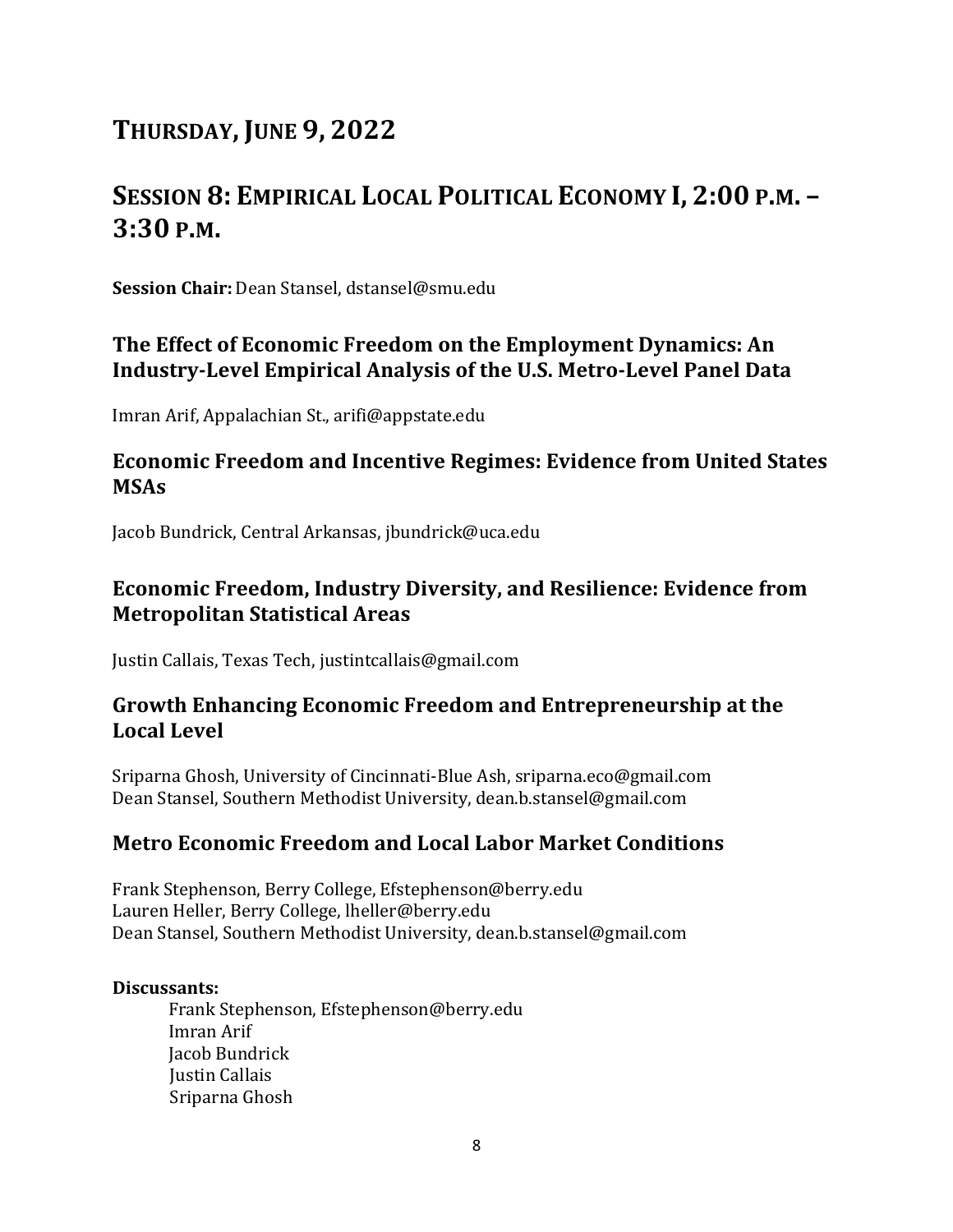# THURSDAY, JUNE 9, 2022

# SESSION 8: EMPIRICAL LOCAL POLITICAL ECONOMY I, 2:00 P.M. – 3:30 P.M.

**Session Chair:** Dean Stansel, dstansel@smu.edu

### The Effect of Economic Freedom on the Employment Dynamics: An Industry-Level Empirical Analysis of the U.S. Metro-Level Panel Data

Imran Arif, Appalachian St., arifi@appstate.edu

### Economic Freedom and Incentive Regimes: Evidence from United States MSAs

Jacob Bundrick, Central Arkansas, jbundrick@uca.edu

### Economic Freedom, Industry Diversity, and Resilience: Evidence from Metropolitan Statistical Areas

Justin Callais, Texas Tech, justintcallais@gmail.com

### Growth Enhancing Economic Freedom and Entrepreneurship at the Local Level

Sriparna Ghosh, University of Cincinnati-Blue Ash, sriparna.eco@gmail.com
Dean Stansel, Southern Methodist University, dean.b.stansel@gmail.com

### Metro Economic Freedom and Local Labor Market Conditions

Frank Stephenson, Berry College, Efstephenson@berry.edu
Lauren Heller, Berry College, lheller@berry.edu
Dean Stansel, Southern Methodist University, dean.b.stansel@gmail.com

**Discussants:**

Frank Stephenson, Efstephenson@berry.edu
Imran Arif
Jacob Bundrick
Justin Callais
Sriparna Ghosh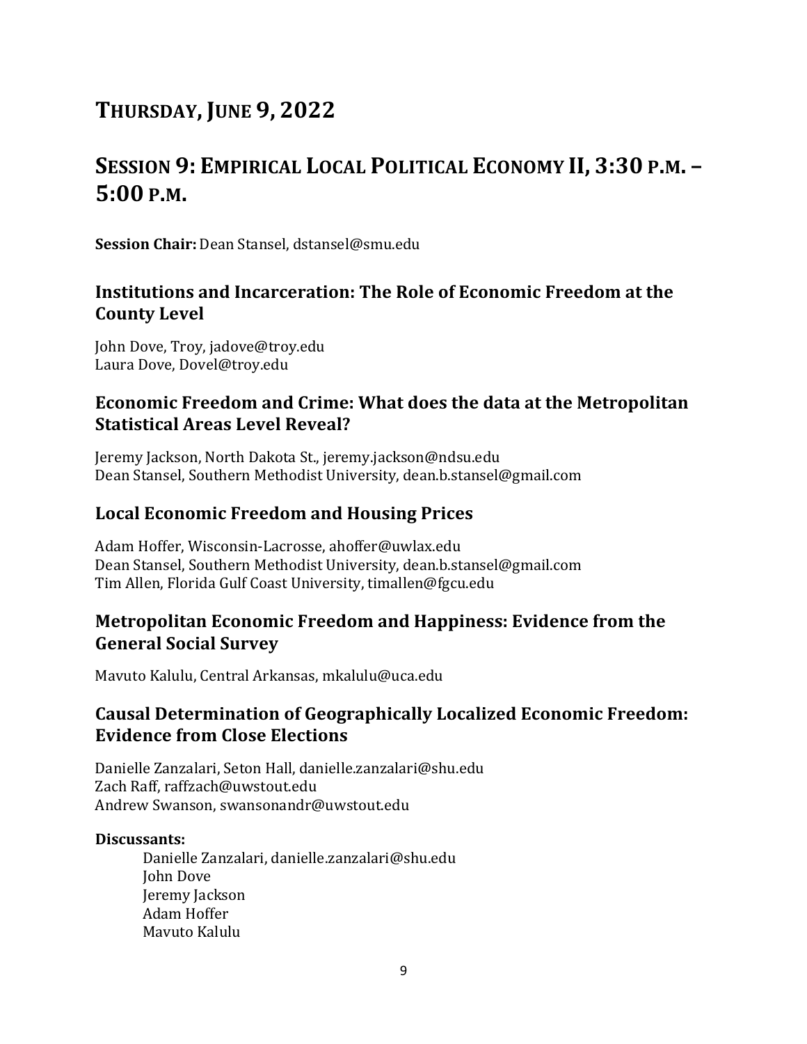# Thursday, June 9, 2022

# Session 9: Empirical Local Political Economy II, 3:30 p.m. – 5:00 p.m.

**Session Chair:** Dean Stansel, dstansel@smu.edu

## Institutions and Incarceration: The Role of Economic Freedom at the County Level

John Dove, Troy, jadove@troy.edu
Laura Dove, Dovel@troy.edu

## Economic Freedom and Crime: What does the data at the Metropolitan Statistical Areas Level Reveal?

Jeremy Jackson, North Dakota St., jeremy.jackson@ndsu.edu
Dean Stansel, Southern Methodist University, dean.b.stansel@gmail.com

## Local Economic Freedom and Housing Prices

Adam Hoffer, Wisconsin-Lacrosse, ahoffer@uwlax.edu
Dean Stansel, Southern Methodist University, dean.b.stansel@gmail.com
Tim Allen, Florida Gulf Coast University, timallen@fgcu.edu

## Metropolitan Economic Freedom and Happiness: Evidence from the General Social Survey

Mavuto Kalulu, Central Arkansas, mkalulu@uca.edu

## Causal Determination of Geographically Localized Economic Freedom: Evidence from Close Elections

Danielle Zanzalari, Seton Hall, danielle.zanzalari@shu.edu
Zach Raff, raffzach@uwstout.edu
Andrew Swanson, swansonandr@uwstout.edu

**Discussants:**

Danielle Zanzalari, danielle.zanzalari@shu.edu
John Dove
Jeremy Jackson
Adam Hoffer
Mavuto Kalulu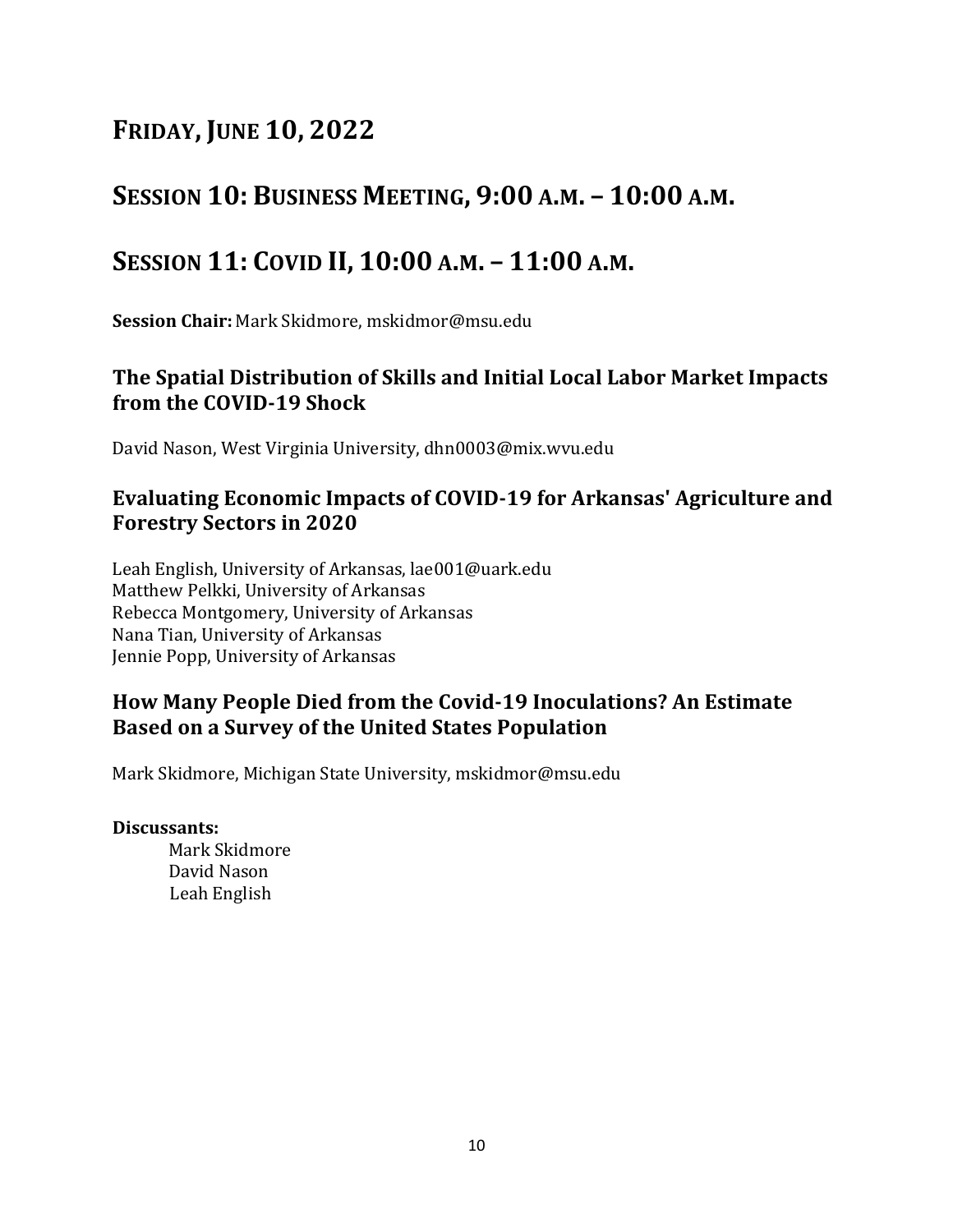# Friday, June 10, 2022

# Session 10: Business Meeting, 9:00 a.m. – 10:00 a.m.

# Session 11: Covid II, 10:00 a.m. – 11:00 a.m.

**Session Chair:** Mark Skidmore, mskidmor@msu.edu

### The Spatial Distribution of Skills and Initial Local Labor Market Impacts from the COVID-19 Shock

David Nason, West Virginia University, dhn0003@mix.wvu.edu

### Evaluating Economic Impacts of COVID-19 for Arkansas' Agriculture and Forestry Sectors in 2020

Leah English, University of Arkansas, lae001@uark.edu
Matthew Pelkki, University of Arkansas
Rebecca Montgomery, University of Arkansas
Nana Tian, University of Arkansas
Jennie Popp, University of Arkansas

### How Many People Died from the Covid-19 Inoculations? An Estimate Based on a Survey of the United States Population

Mark Skidmore, Michigan State University, mskidmor@msu.edu

**Discussants:**

Mark Skidmore
David Nason
Leah English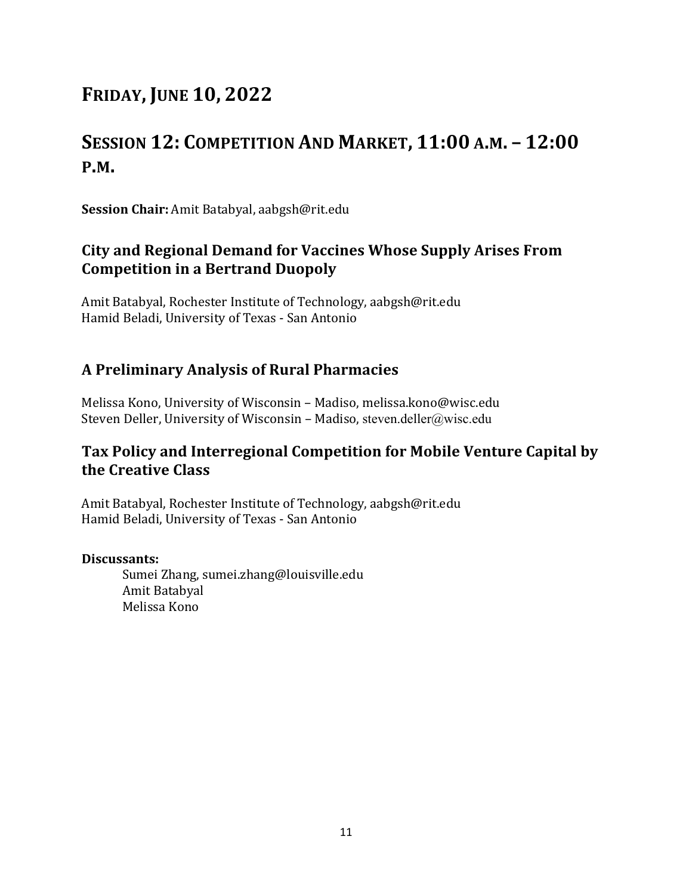# FRIDAY, JUNE 10, 2022

# SESSION 12: COMPETITION AND MARKET, 11:00 A.M. – 12:00 P.M.

**Session Chair:** Amit Batabyal, aabgsh@rit.edu

### City and Regional Demand for Vaccines Whose Supply Arises From Competition in a Bertrand Duopoly

Amit Batabyal, Rochester Institute of Technology, aabgsh@rit.edu
Hamid Beladi, University of Texas - San Antonio

### A Preliminary Analysis of Rural Pharmacies

Melissa Kono, University of Wisconsin – Madiso, melissa.kono@wisc.edu
Steven Deller, University of Wisconsin – Madiso, steven.deller@wisc.edu

### Tax Policy and Interregional Competition for Mobile Venture Capital by the Creative Class

Amit Batabyal, Rochester Institute of Technology, aabgsh@rit.edu
Hamid Beladi, University of Texas - San Antonio

**Discussants:**

Sumei Zhang, sumei.zhang@louisville.edu
Amit Batabyal
Melissa Kono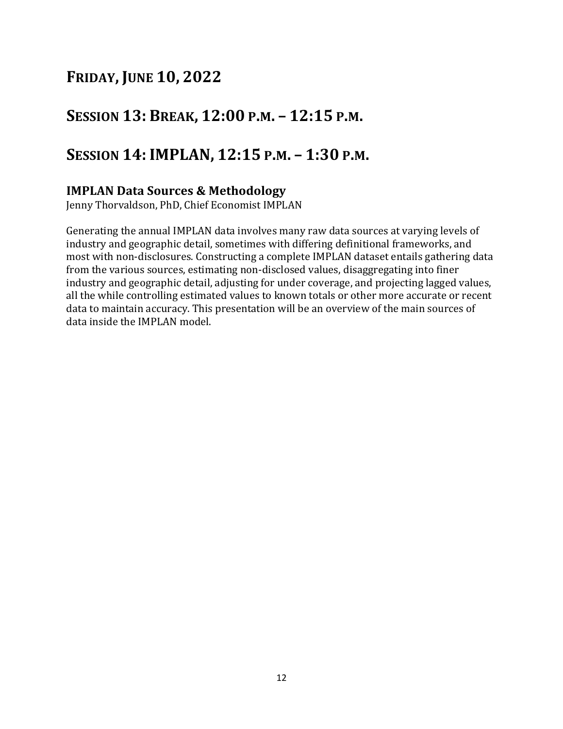# Friday, June 10, 2022

# Session 13: Break, 12:00 p.m. – 12:15 p.m.

# Session 14: IMPLAN, 12:15 p.m. – 1:30 p.m.

## IMPLAN Data Sources & Methodology

Jenny Thorvaldson, PhD, Chief Economist IMPLAN

Generating the annual IMPLAN data involves many raw data sources at varying levels of industry and geographic detail, sometimes with differing definitional frameworks, and most with non-disclosures. Constructing a complete IMPLAN dataset entails gathering data from the various sources, estimating non-disclosed values, disaggregating into finer industry and geographic detail, adjusting for under coverage, and projecting lagged values, all the while controlling estimated values to known totals or other more accurate or recent data to maintain accuracy. This presentation will be an overview of the main sources of data inside the IMPLAN model.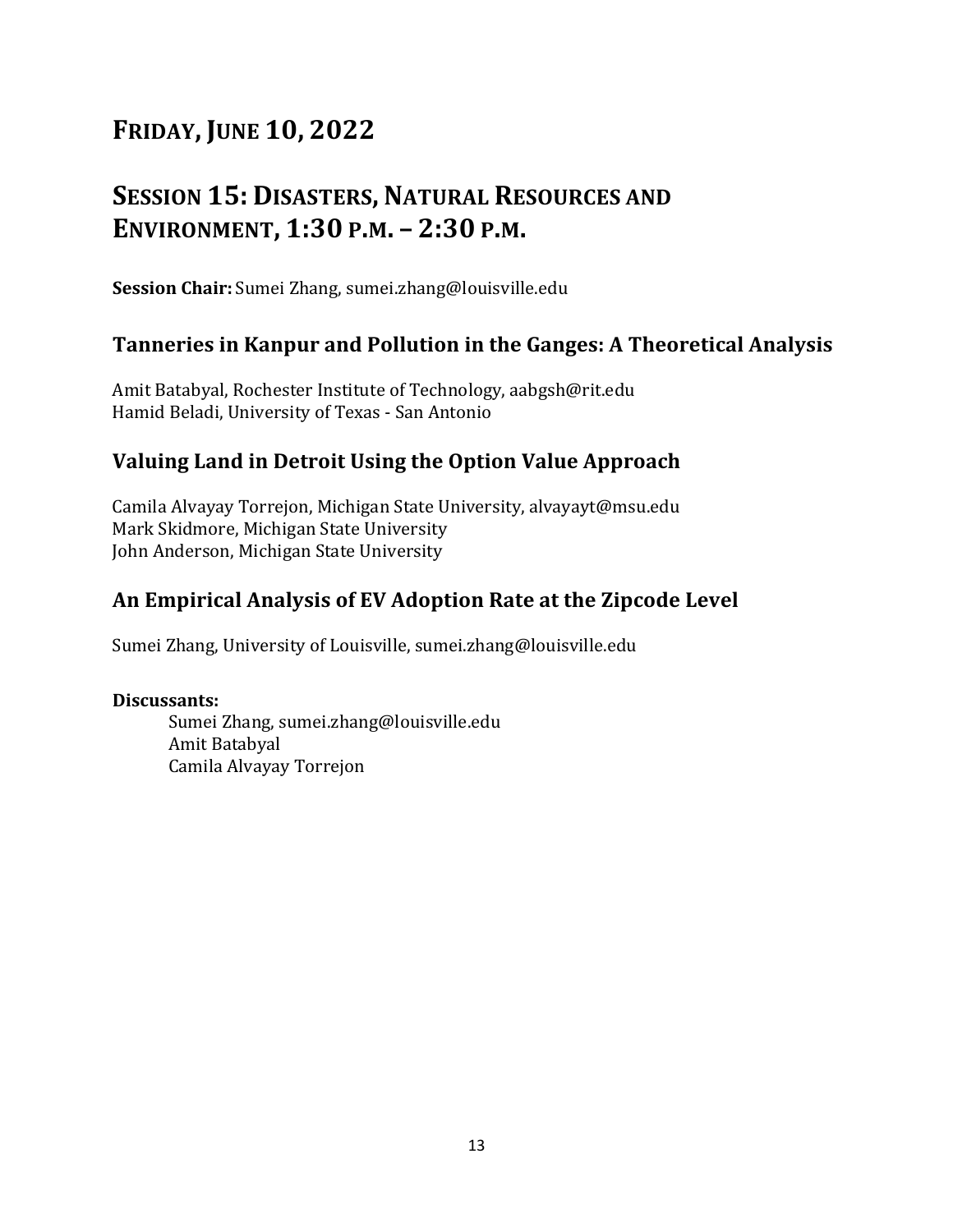# FRIDAY, JUNE 10, 2022

# SESSION 15: DISASTERS, NATURAL RESOURCES AND ENVIRONMENT, 1:30 P.M. – 2:30 P.M.

**Session Chair:** Sumei Zhang, sumei.zhang@louisville.edu

## Tanneries in Kanpur and Pollution in the Ganges: A Theoretical Analysis

Amit Batabyal, Rochester Institute of Technology, aabgsh@rit.edu
Hamid Beladi, University of Texas - San Antonio

## Valuing Land in Detroit Using the Option Value Approach

Camila Alvayay Torrejon, Michigan State University, alvayayt@msu.edu
Mark Skidmore, Michigan State University
John Anderson, Michigan State University

## An Empirical Analysis of EV Adoption Rate at the Zipcode Level

Sumei Zhang, University of Louisville, sumei.zhang@louisville.edu

**Discussants:**

Sumei Zhang, sumei.zhang@louisville.edu
Amit Batabyal
Camila Alvayay Torrejon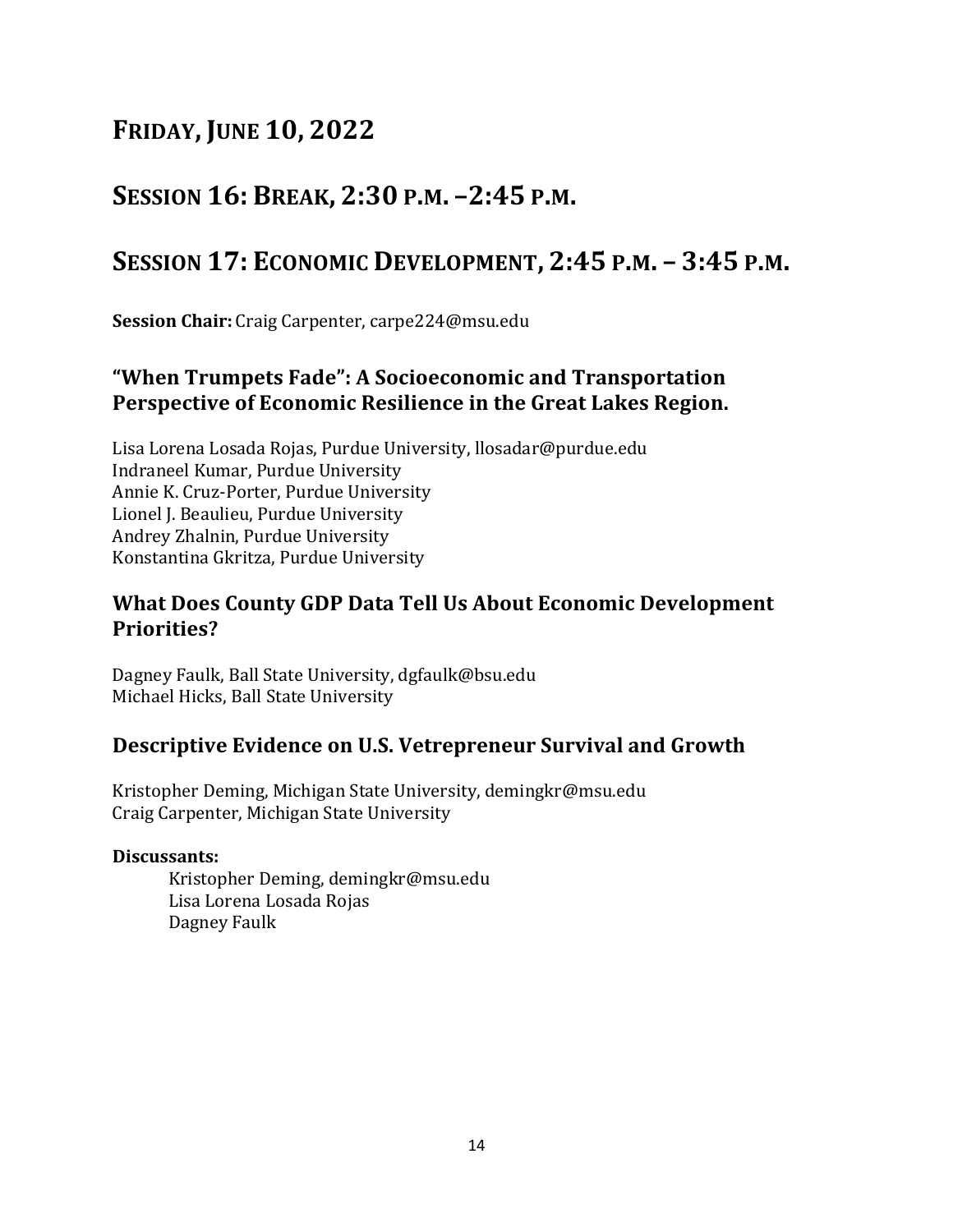# Friday, June 10, 2022

# Session 16: Break, 2:30 p.m. –2:45 p.m.

# Session 17: Economic Development, 2:45 p.m. – 3:45 p.m.

**Session Chair:** Craig Carpenter, carpe224@msu.edu

### "When Trumpets Fade": A Socioeconomic and Transportation Perspective of Economic Resilience in the Great Lakes Region.

Lisa Lorena Losada Rojas, Purdue University, llosadar@purdue.edu
Indraneel Kumar, Purdue University
Annie K. Cruz-Porter, Purdue University
Lionel J. Beaulieu, Purdue University
Andrey Zhalnin, Purdue University
Konstantina Gkritza, Purdue University

### What Does County GDP Data Tell Us About Economic Development Priorities?

Dagney Faulk, Ball State University, dgfaulk@bsu.edu
Michael Hicks, Ball State University

### Descriptive Evidence on U.S. Vetrepreneur Survival and Growth

Kristopher Deming, Michigan State University, demingkr@msu.edu
Craig Carpenter, Michigan State University

**Discussants:**

Kristopher Deming, demingkr@msu.edu
Lisa Lorena Losada Rojas
Dagney Faulk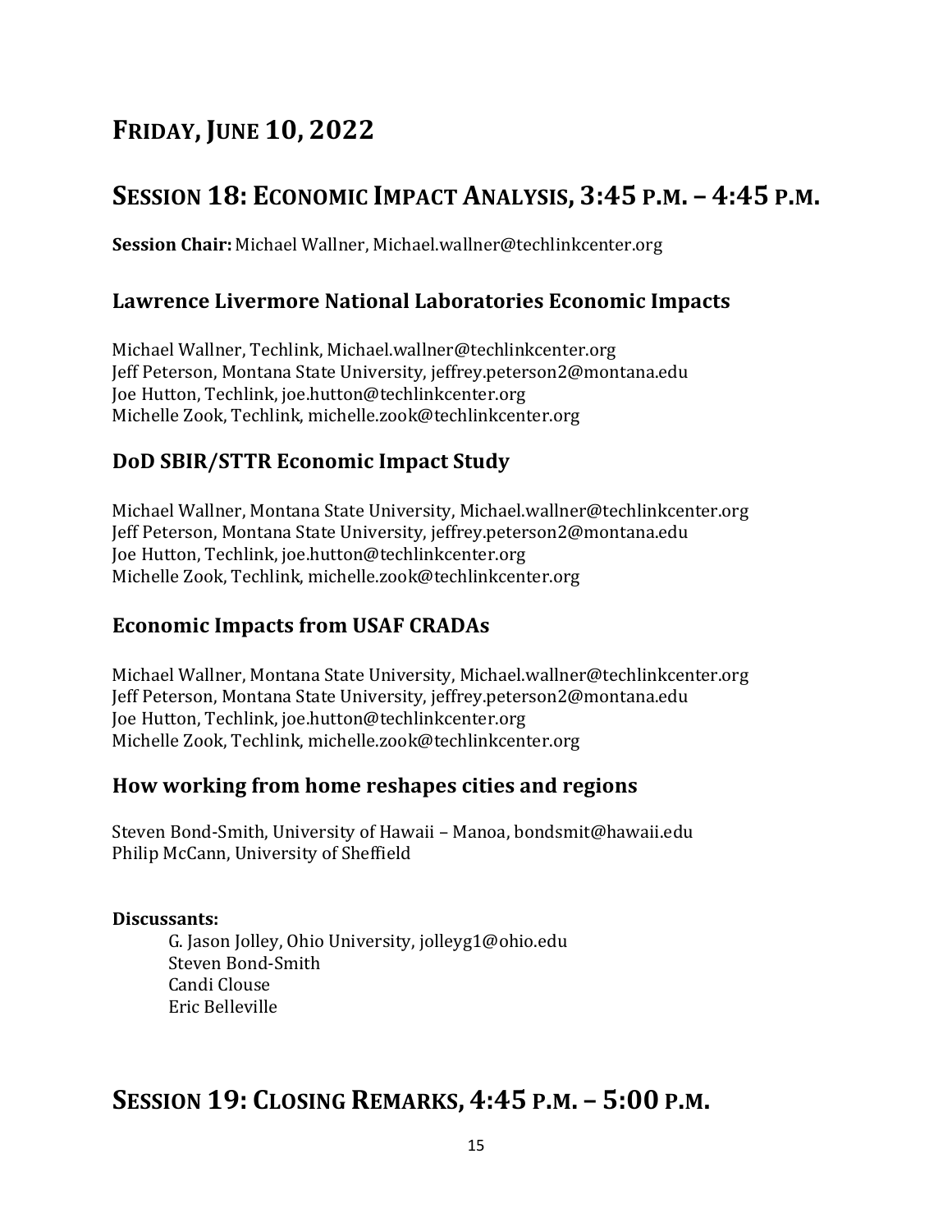# FRIDAY, JUNE 10, 2022

## SESSION 18: ECONOMIC IMPACT ANALYSIS, 3:45 P.M. – 4:45 P.M.

**Session Chair:** Michael Wallner, Michael.wallner@techlinkcenter.org

### Lawrence Livermore National Laboratories Economic Impacts

Michael Wallner, Techlink, Michael.wallner@techlinkcenter.org
Jeff Peterson, Montana State University, jeffrey.peterson2@montana.edu
Joe Hutton, Techlink, joe.hutton@techlinkcenter.org
Michelle Zook, Techlink, michelle.zook@techlinkcenter.org

### DoD SBIR/STTR Economic Impact Study

Michael Wallner, Montana State University, Michael.wallner@techlinkcenter.org
Jeff Peterson, Montana State University, jeffrey.peterson2@montana.edu
Joe Hutton, Techlink, joe.hutton@techlinkcenter.org
Michelle Zook, Techlink, michelle.zook@techlinkcenter.org

### Economic Impacts from USAF CRADAs

Michael Wallner, Montana State University, Michael.wallner@techlinkcenter.org
Jeff Peterson, Montana State University, jeffrey.peterson2@montana.edu
Joe Hutton, Techlink, joe.hutton@techlinkcenter.org
Michelle Zook, Techlink, michelle.zook@techlinkcenter.org

### How working from home reshapes cities and regions

Steven Bond-Smith, University of Hawaii – Manoa, bondsmit@hawaii.edu
Philip McCann, University of Sheffield

**Discussants:**

G. Jason Jolley, Ohio University, jolleyg1@ohio.edu
Steven Bond-Smith
Candi Clouse
Eric Belleville

## SESSION 19: CLOSING REMARKS, 4:45 P.M. – 5:00 P.M.